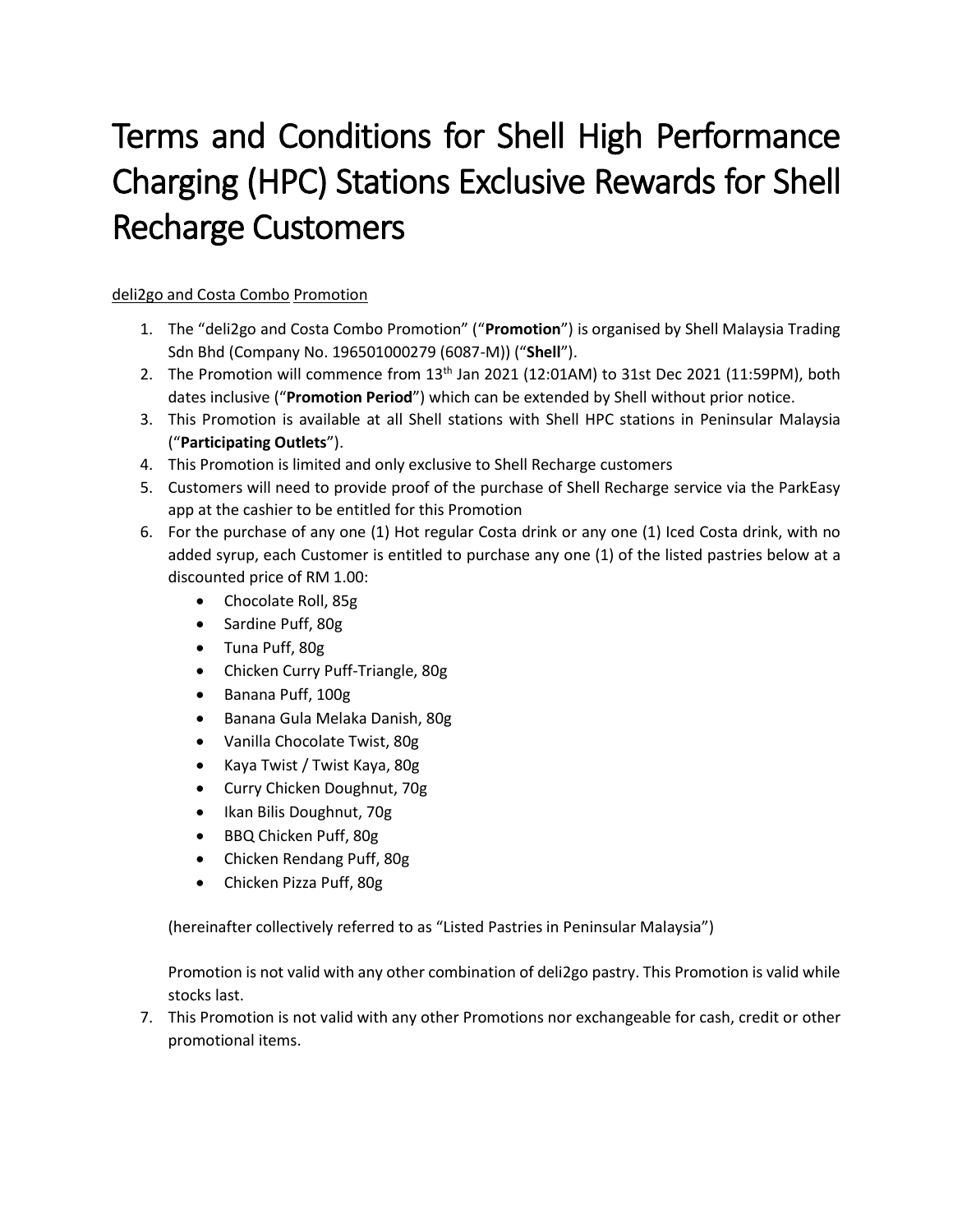# Terms and Conditions for Shell High Performance Charging (HPC) Stations Exclusive Rewards for Shell Recharge Customers

deli2go and Costa Combo Promotion

1. The "deli2go and Costa Combo Promotion" ("**Promotion**") is organised by Shell Malaysia Trading Sdn Bhd (Company No. 196501000279 (6087-M)) ("**Shell**").
2. The Promotion will commence from 13th Jan 2021 (12:01AM) to 31st Dec 2021 (11:59PM), both dates inclusive ("**Promotion Period**") which can be extended by Shell without prior notice.
3. This Promotion is available at all Shell stations with Shell HPC stations in Peninsular Malaysia ("**Participating Outlets**").
4. This Promotion is limited and only exclusive to Shell Recharge customers
5. Customers will need to provide proof of the purchase of Shell Recharge service via the ParkEasy app at the cashier to be entitled for this Promotion
6. For the purchase of any one (1) Hot regular Costa drink or any one (1) Iced Costa drink, with no added syrup, each Customer is entitled to purchase any one (1) of the listed pastries below at a discounted price of RM 1.00:
   - Chocolate Roll, 85g
   - Sardine Puff, 80g
   - Tuna Puff, 80g
   - Chicken Curry Puff-Triangle, 80g
   - Banana Puff, 100g
   - Banana Gula Melaka Danish, 80g
   - Vanilla Chocolate Twist, 80g
   - Kaya Twist / Twist Kaya, 80g
   - Curry Chicken Doughnut, 70g
   - Ikan Bilis Doughnut, 70g
   - BBQ Chicken Puff, 80g
   - Chicken Rendang Puff, 80g
   - Chicken Pizza Puff, 80g

   (hereinafter collectively referred to as "Listed Pastries in Peninsular Malaysia")

   Promotion is not valid with any other combination of deli2go pastry. This Promotion is valid while stocks last.
7. This Promotion is not valid with any other Promotions nor exchangeable for cash, credit or other promotional items.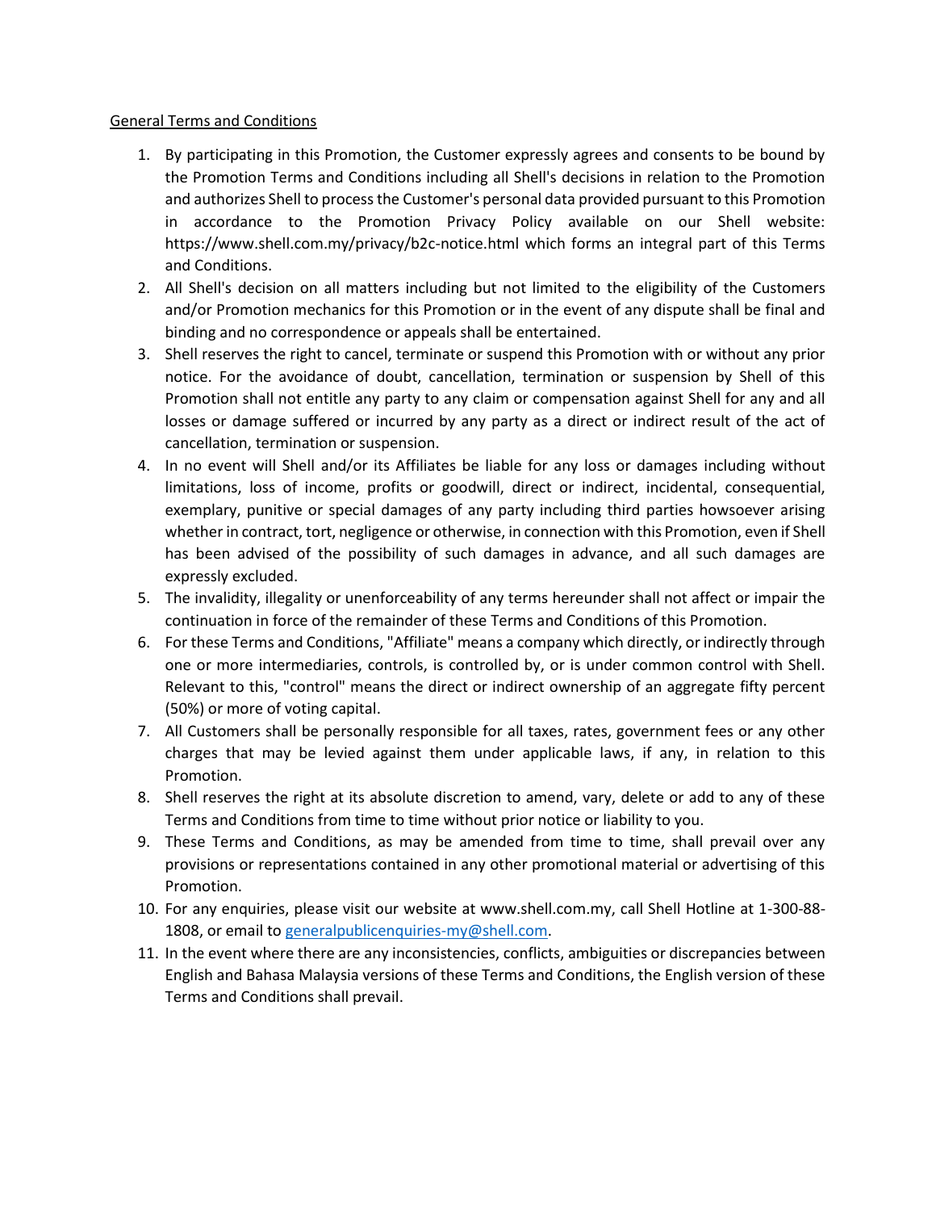General Terms and Conditions

1. By participating in this Promotion, the Customer expressly agrees and consents to be bound by the Promotion Terms and Conditions including all Shell's decisions in relation to the Promotion and authorizes Shell to process the Customer's personal data provided pursuant to this Promotion in accordance to the Promotion Privacy Policy available on our Shell website: https://www.shell.com.my/privacy/b2c-notice.html which forms an integral part of this Terms and Conditions.
2. All Shell's decision on all matters including but not limited to the eligibility of the Customers and/or Promotion mechanics for this Promotion or in the event of any dispute shall be final and binding and no correspondence or appeals shall be entertained.
3. Shell reserves the right to cancel, terminate or suspend this Promotion with or without any prior notice. For the avoidance of doubt, cancellation, termination or suspension by Shell of this Promotion shall not entitle any party to any claim or compensation against Shell for any and all losses or damage suffered or incurred by any party as a direct or indirect result of the act of cancellation, termination or suspension.
4. In no event will Shell and/or its Affiliates be liable for any loss or damages including without limitations, loss of income, profits or goodwill, direct or indirect, incidental, consequential, exemplary, punitive or special damages of any party including third parties howsoever arising whether in contract, tort, negligence or otherwise, in connection with this Promotion, even if Shell has been advised of the possibility of such damages in advance, and all such damages are expressly excluded.
5. The invalidity, illegality or unenforceability of any terms hereunder shall not affect or impair the continuation in force of the remainder of these Terms and Conditions of this Promotion.
6. For these Terms and Conditions, "Affiliate" means a company which directly, or indirectly through one or more intermediaries, controls, is controlled by, or is under common control with Shell. Relevant to this, "control" means the direct or indirect ownership of an aggregate fifty percent (50%) or more of voting capital.
7. All Customers shall be personally responsible for all taxes, rates, government fees or any other charges that may be levied against them under applicable laws, if any, in relation to this Promotion.
8. Shell reserves the right at its absolute discretion to amend, vary, delete or add to any of these Terms and Conditions from time to time without prior notice or liability to you.
9. These Terms and Conditions, as may be amended from time to time, shall prevail over any provisions or representations contained in any other promotional material or advertising of this Promotion.
10. For any enquiries, please visit our website at www.shell.com.my, call Shell Hotline at 1-300-88-1808, or email to generalpublicenquiries-my@shell.com.
11. In the event where there are any inconsistencies, conflicts, ambiguities or discrepancies between English and Bahasa Malaysia versions of these Terms and Conditions, the English version of these Terms and Conditions shall prevail.